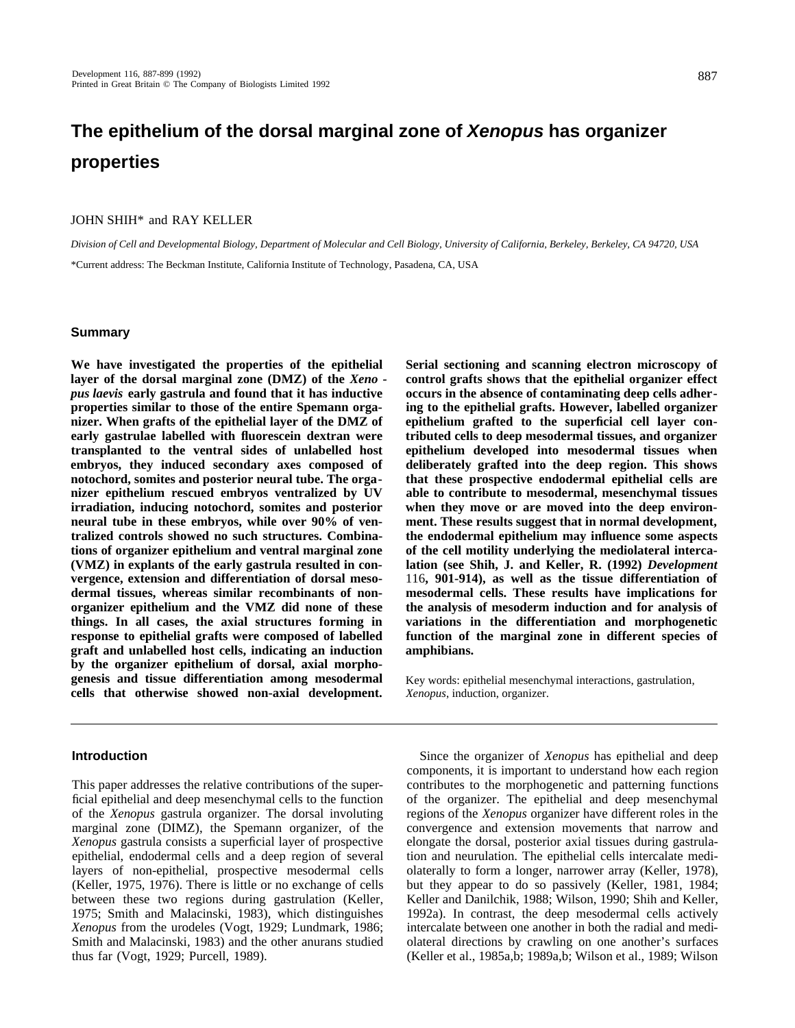# The epithelium of the dorsal marginal zone of *Xenopus* has organizer properties

JOHN SHIH* and RAY KELLER

*Division of Cell and Developmental Biology, Department of Molecular and Cell Biology, University of California, Berkeley, Berkeley, CA 94720, USA*

*Current address: The Beckman Institute, California Institute of Technology, Pasadena, CA, USA

## Summary

**We have investigated the properties of the epithelial layer of the dorsal marginal zone (DMZ) of the *Xenopus laevis* early gastrula and found that it has inductive properties similar to those of the entire Spemann organizer. When grafts of the epithelial layer of the DMZ of early gastrulae labelled with fluorescein dextran were transplanted to the ventral sides of unlabelled host embryos, they induced secondary axes composed of notochord, somites and posterior neural tube. The organizer epithelium rescued embryos ventralized by UV irradiation, inducing notochord, somites and posterior neural tube in these embryos, while over 90% of ventralized controls showed no such structures. Combinations of organizer epithelium and ventral marginal zone (VMZ) in explants of the early gastrula resulted in convergence, extension and differentiation of dorsal mesodermal tissues, whereas similar recombinants of non-organizer epithelium and the VMZ did none of these things. In all cases, the axial structures forming in response to epithelial grafts were composed of labelled graft and unlabelled host cells, indicating an induction by the organizer epithelium of dorsal, axial morphogenesis and tissue differentiation among mesodermal cells that otherwise showed non-axial development. Serial sectioning and scanning electron microscopy of control grafts shows that the epithelial organizer effect occurs in the absence of contaminating deep cells adhering to the epithelial grafts. However, labelled organizer epithelium grafted to the superficial cell layer contributed cells to deep mesodermal tissues, and organizer epithelium developed into mesodermal tissues when deliberately grafted into the deep region. This shows that these prospective endodermal epithelial cells are able to contribute to mesodermal, mesenchymal tissues when they move or are moved into the deep environment. These results suggest that in normal development, the endodermal epithelium may influence some aspects of the cell motility underlying the mediolateral intercalation (see Shih, J. and Keller, R. (1992) *Development* 116, 901-914), as well as the tissue differentiation of mesodermal cells. These results have implications for the analysis of mesoderm induction and for analysis of variations in the differentiation and morphogenetic function of the marginal zone in different species of amphibians.**

Key words: epithelial mesenchymal interactions, gastrulation, *Xenopus*, induction, organizer.

## Introduction

This paper addresses the relative contributions of the superficial epithelial and deep mesenchymal cells to the function of the *Xenopus* gastrula organizer. The dorsal involuting marginal zone (DIMZ), the Spemann organizer, of the *Xenopus* gastrula consists a superficial layer of prospective epithelial, endodermal cells and a deep region of several layers of non-epithelial, prospective mesodermal cells (Keller, 1975, 1976). There is little or no exchange of cells between these two regions during gastrulation (Keller, 1975; Smith and Malacinski, 1983), which distinguishes *Xenopus* from the urodeles (Vogt, 1929; Lundmark, 1986; Smith and Malacinski, 1983) and the other anurans studied thus far (Vogt, 1929; Purcell, 1989).

Since the organizer of *Xenopus* has epithelial and deep components, it is important to understand how each region contributes to the morphogenetic and patterning functions of the organizer. The epithelial and deep mesenchymal regions of the *Xenopus* organizer have different roles in the convergence and extension movements that narrow and elongate the dorsal, posterior axial tissues during gastrulation and neurulation. The epithelial cells intercalate mediolaterally to form a longer, narrower array (Keller, 1978), but they appear to do so passively (Keller, 1981, 1984; Keller and Danilchik, 1988; Wilson, 1990; Shih and Keller, 1992a). In contrast, the deep mesodermal cells actively intercalate between one another in both the radial and mediolateral directions by crawling on one another's surfaces (Keller et al., 1985a,b; 1989a,b; Wilson et al., 1989; Wilson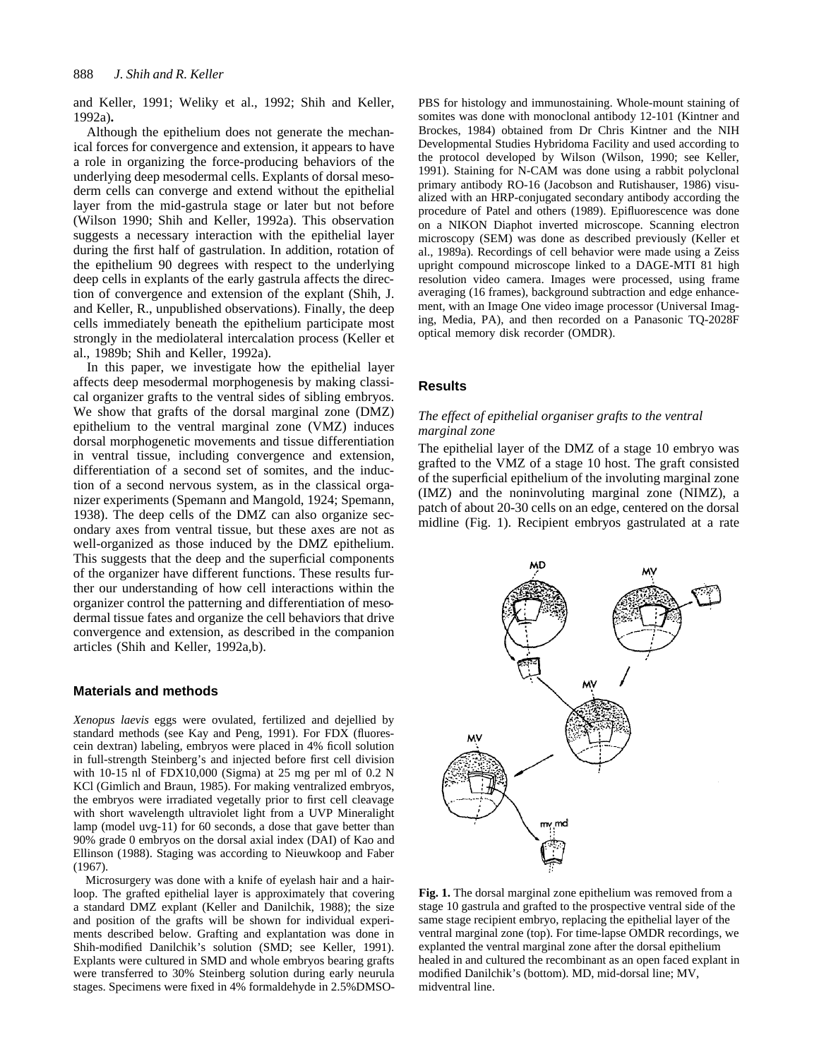and Keller, 1991; Weliky et al., 1992; Shih and Keller, 1992a)**.**

Although the epithelium does not generate the mechanical forces for convergence and extension, it appears to have a role in organizing the force-producing behaviors of the underlying deep mesodermal cells. Explants of dorsal mesoderm cells can converge and extend without the epithelial layer from the mid-gastrula stage or later but not before (Wilson 1990; Shih and Keller, 1992a). This observation suggests a necessary interaction with the epithelial layer during the first half of gastrulation. In addition, rotation of the epithelium 90 degrees with respect to the underlying deep cells in explants of the early gastrula affects the direction of convergence and extension of the explant (Shih, J. and Keller, R., unpublished observations). Finally, the deep cells immediately beneath the epithelium participate most strongly in the mediolateral intercalation process (Keller et al., 1989b; Shih and Keller, 1992a).

In this paper, we investigate how the epithelial layer affects deep mesodermal morphogenesis by making classical organizer grafts to the ventral sides of sibling embryos. We show that grafts of the dorsal marginal zone (DMZ) epithelium to the ventral marginal zone (VMZ) induces dorsal morphogenetic movements and tissue differentiation in ventral tissue, including convergence and extension, differentiation of a second set of somites, and the induction of a second nervous system, as in the classical organizer experiments (Spemann and Mangold, 1924; Spemann, 1938). The deep cells of the DMZ can also organize secondary axes from ventral tissue, but these axes are not as well-organized as those induced by the DMZ epithelium. This suggests that the deep and the superficial components of the organizer have different functions. These results further our understanding of how cell interactions within the organizer control the patterning and differentiation of mesodermal tissue fates and organize the cell behaviors that drive convergence and extension, as described in the companion articles (Shih and Keller, 1992a,b).

## Materials and methods

*Xenopus laevis* eggs were ovulated, fertilized and dejellied by standard methods (see Kay and Peng, 1991). For FDX (fluorescein dextran) labeling, embryos were placed in 4% ficoll solution in full-strength Steinberg's and injected before first cell division with 10-15 nl of FDX10,000 (Sigma) at 25 mg per ml of 0.2 N KCl (Gimlich and Braun, 1985). For making ventralized embryos, the embryos were irradiated vegetally prior to first cell cleavage with short wavelength ultraviolet light from a UVP Mineralight lamp (model uvg-11) for 60 seconds, a dose that gave better than 90% grade 0 embryos on the dorsal axial index (DAI) of Kao and Ellinson (1988). Staging was according to Nieuwkoop and Faber (1967).

Microsurgery was done with a knife of eyelash hair and a hairloop. The grafted epithelial layer is approximately that covering a standard DMZ explant (Keller and Danilchik, 1988); the size and position of the grafts will be shown for individual experiments described below. Grafting and explantation was done in Shih-modified Danilchik's solution (SMD; see Keller, 1991). Explants were cultured in SMD and whole embryos bearing grafts were transferred to 30% Steinberg solution during early neurula stages. Specimens were fixed in 4% formaldehyde in 2.5%DMSO-PBS for histology and immunostaining. Whole-mount staining of somites was done with monoclonal antibody 12-101 (Kintner and Brockes, 1984) obtained from Dr Chris Kintner and the NIH Developmental Studies Hybridoma Facility and used according to the protocol developed by Wilson (Wilson, 1990; see Keller, 1991). Staining for N-CAM was done using a rabbit polyclonal primary antibody RO-16 (Jacobson and Rutishauser, 1986) visualized with an HRP-conjugated secondary antibody according the procedure of Patel and others (1989). Epifluorescence was done on a NIKON Diaphot inverted microscope. Scanning electron microscopy (SEM) was done as described previously (Keller et al., 1989a). Recordings of cell behavior were made using a Zeiss upright compound microscope linked to a DAGE-MTI 81 high resolution video camera. Images were processed, using frame averaging (16 frames), background subtraction and edge enhancement, with an Image One video image processor (Universal Imaging, Media, PA), and then recorded on a Panasonic TQ-2028F optical memory disk recorder (OMDR).

## Results

### *The effect of epithelial organiser grafts to the ventral marginal zone*

The epithelial layer of the DMZ of a stage 10 embryo was grafted to the VMZ of a stage 10 host. The graft consisted of the superficial epithelium of the involuting marginal zone (IMZ) and the noninvoluting marginal zone (NIMZ), a patch of about 20-30 cells on an edge, centered on the dorsal midline (Fig. 1). Recipient embryos gastrulated at a rate

**Fig. 1.** The dorsal marginal zone epithelium was removed from a stage 10 gastrula and grafted to the prospective ventral side of the same stage recipient embryo, replacing the epithelial layer of the ventral marginal zone (top). For time-lapse OMDR recordings, we explanted the ventral marginal zone after the dorsal epithelium healed in and cultured the recombinant as an open faced explant in modified Danilchik's (bottom). MD, mid-dorsal line; MV, midventral line.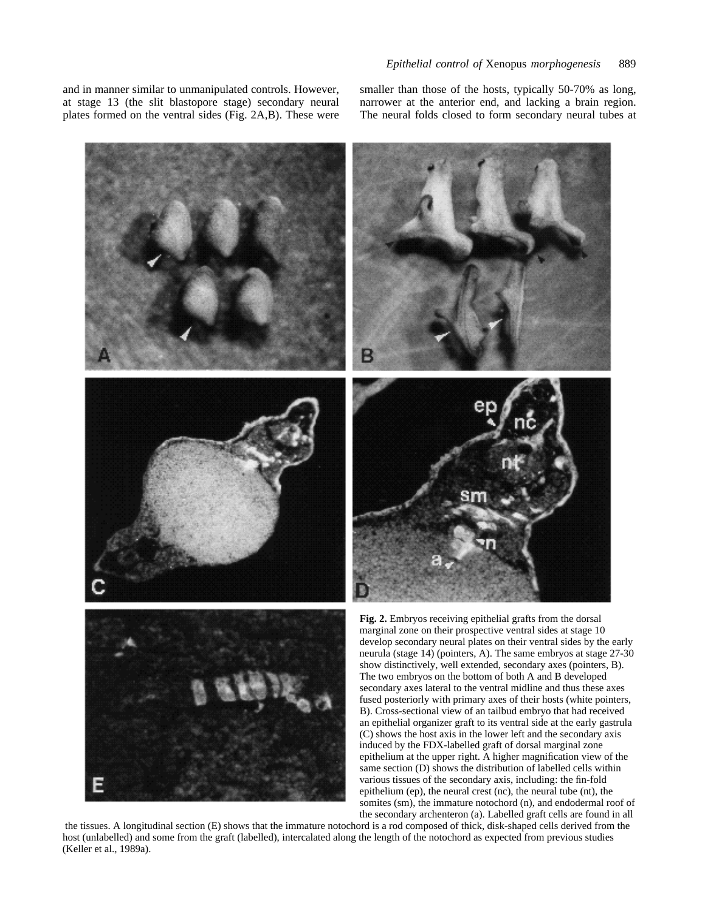and in manner similar to unmanipulated controls. However, at stage 13 (the slit blastopore stage) secondary neural plates formed on the ventral sides (Fig. 2A,B). These were smaller than those of the hosts, typically 50-70% as long, narrower at the anterior end, and lacking a brain region. The neural folds closed to form secondary neural tubes at

**Fig. 2.** Embryos receiving epithelial grafts from the dorsal marginal zone on their prospective ventral sides at stage 10 develop secondary neural plates on their ventral sides by the early neurula (stage 14) (pointers, A). The same embryos at stage 27-30 show distinctively, well extended, secondary axes (pointers, B). The two embryos on the bottom of both A and B developed secondary axes lateral to the ventral midline and thus these axes fused posteriorly with primary axes of their hosts (white pointers, B). Cross-sectional view of an tailbud embryo that had received an epithelial organizer graft to its ventral side at the early gastrula (C) shows the host axis in the lower left and the secondary axis induced by the FDX-labelled graft of dorsal marginal zone epithelium at the upper right. A higher magnification view of the same section (D) shows the distribution of labelled cells within various tissues of the secondary axis, including: the fin-fold epithelium (ep), the neural crest (nc), the neural tube (nt), the somites (sm), the immature notochord (n), and endodermal roof of the secondary archenteron (a). Labelled graft cells are found in all the tissues. A longitudinal section (E) shows that the immature notochord is a rod composed of thick, disk-shaped cells derived from the host (unlabelled) and some from the graft (labelled), intercalated along the length of the notochord as expected from previous studies (Keller et al., 1989a).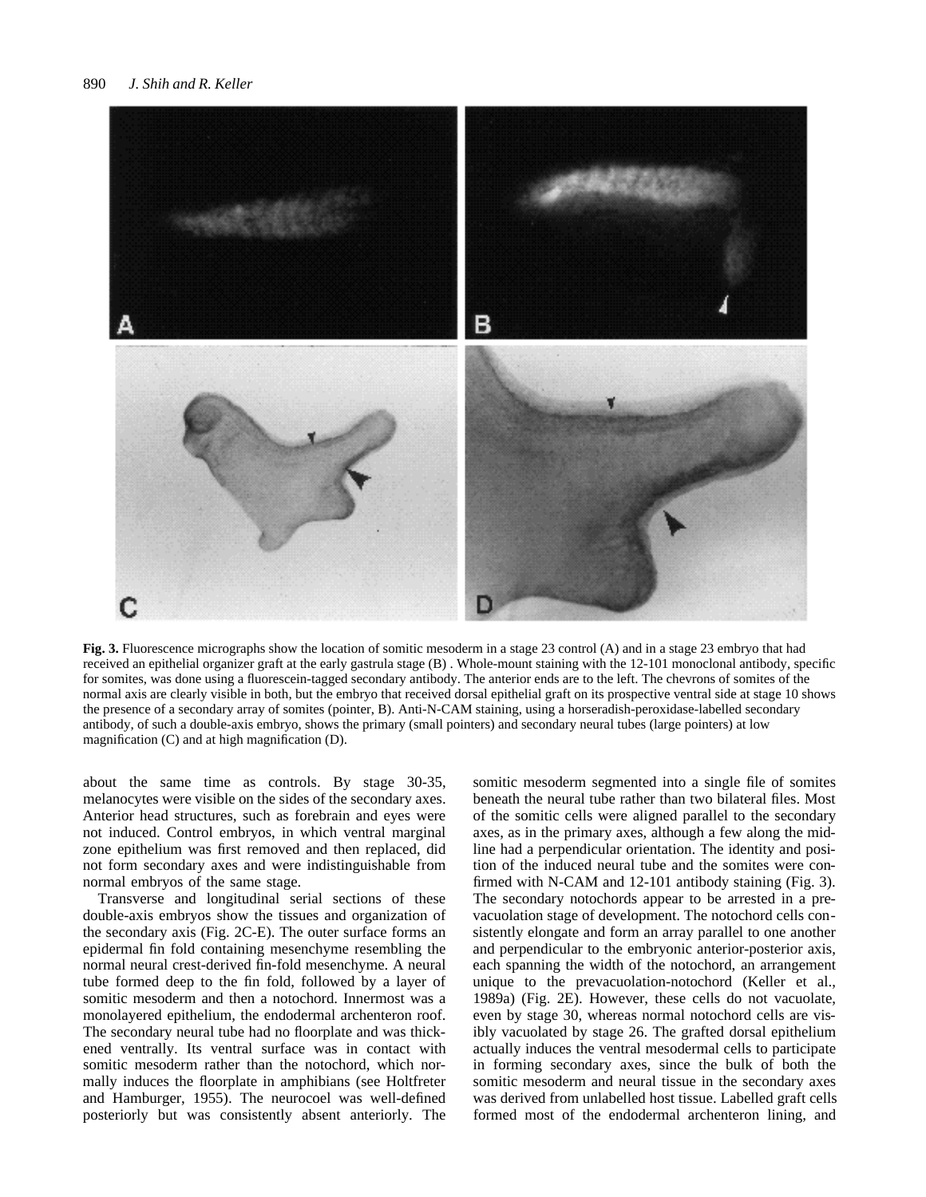**Fig. 3.** Fluorescence micrographs show the location of somitic mesoderm in a stage 23 control (A) and in a stage 23 embryo that had received an epithelial organizer graft at the early gastrula stage (B) . Whole-mount staining with the 12-101 monoclonal antibody, specific for somites, was done using a fluorescein-tagged secondary antibody. The anterior ends are to the left. The chevrons of somites of the normal axis are clearly visible in both, but the embryo that received dorsal epithelial graft on its prospective ventral side at stage 10 shows the presence of a secondary array of somites (pointer, B). Anti-N-CAM staining, using a horseradish-peroxidase-labelled secondary antibody, of such a double-axis embryo, shows the primary (small pointers) and secondary neural tubes (large pointers) at low magnification (C) and at high magnification (D).

about the same time as controls. By stage 30-35, melanocytes were visible on the sides of the secondary axes. Anterior head structures, such as forebrain and eyes were not induced. Control embryos, in which ventral marginal zone epithelium was first removed and then replaced, did not form secondary axes and were indistinguishable from normal embryos of the same stage.

Transverse and longitudinal serial sections of these double-axis embryos show the tissues and organization of the secondary axis (Fig. 2C-E). The outer surface forms an epidermal fin fold containing mesenchyme resembling the normal neural crest-derived fin-fold mesenchyme. A neural tube formed deep to the fin fold, followed by a layer of somitic mesoderm and then a notochord. Innermost was a monolayered epithelium, the endodermal archenteron roof. The secondary neural tube had no floorplate and was thickened ventrally. Its ventral surface was in contact with somitic mesoderm rather than the notochord, which normally induces the floorplate in amphibians (see Holtfreter and Hamburger, 1955). The neurocoel was well-defined posteriorly but was consistently absent anteriorly. The somitic mesoderm segmented into a single file of somites beneath the neural tube rather than two bilateral files. Most of the somitic cells were aligned parallel to the secondary axes, as in the primary axes, although a few along the midline had a perpendicular orientation. The identity and position of the induced neural tube and the somites were confirmed with N-CAM and 12-101 antibody staining (Fig. 3). The secondary notochords appear to be arrested in a prevacuolation stage of development. The notochord cells consistently elongate and form an array parallel to one another and perpendicular to the embryonic anterior-posterior axis, each spanning the width of the notochord, an arrangement unique to the prevacuolation-notochord (Keller et al., 1989a) (Fig. 2E). However, these cells do not vacuolate, even by stage 30, whereas normal notochord cells are visibly vacuolated by stage 26. The grafted dorsal epithelium actually induces the ventral mesodermal cells to participate in forming secondary axes, since the bulk of both the somitic mesoderm and neural tissue in the secondary axes was derived from unlabelled host tissue. Labelled graft cells formed most of the endodermal archenteron lining, and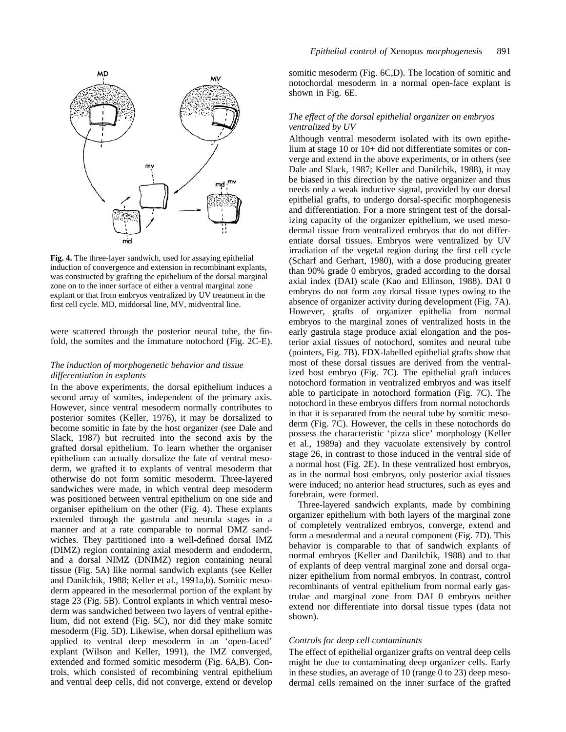Fig. 4. The three-layer sandwich, used for assaying epithelial induction of convergence and extension in recombinant explants, was constructed by grafting the epithelium of the dorsal marginal zone on to the inner surface of either a ventral marginal zone explant or that from embryos ventralized by UV treatment in the first cell cycle. MD, middorsal line, MV, midventral line.

were scattered through the posterior neural tube, the fin-fold, the somites and the immature notochord (Fig. 2C-E).

### *The induction of morphogenetic behavior and tissue differentiation in explants*

In the above experiments, the dorsal epithelium induces a second array of somites, independent of the primary axis. However, since ventral mesoderm normally contributes to posterior somites (Keller, 1976), it may be dorsalized to become somitic in fate by the host organizer (see Dale and Slack, 1987) but recruited into the second axis by the grafted dorsal epithelium. To learn whether the organiser epithelium can actually dorsalize the fate of ventral mesoderm, we grafted it to explants of ventral mesoderm that otherwise do not form somitic mesoderm. Three-layered sandwiches were made, in which ventral deep mesoderm was positioned between ventral epithelium on one side and organiser epithelium on the other (Fig. 4). These explants extended through the gastrula and neurula stages in a manner and at a rate comparable to normal DMZ sandwiches. They partitioned into a well-defined dorsal IMZ (DIMZ) region containing axial mesoderm and endoderm, and a dorsal NIMZ (DNIMZ) region containing neural tissue (Fig. 5A) like normal sandwich explants (see Keller and Danilchik, 1988; Keller et al., 1991a,b). Somitic mesoderm appeared in the mesodermal portion of the explant by stage 23 (Fig. 5B). Control explants in which ventral mesoderm was sandwiched between two layers of ventral epithelium, did not extend (Fig. 5C), nor did they make somitc mesoderm (Fig. 5D). Likewise, when dorsal epithelium was applied to ventral deep mesoderm in an 'open-faced' explant (Wilson and Keller, 1991), the IMZ converged, extended and formed somitic mesoderm (Fig. 6A,B). Controls, which consisted of recombining ventral epithelium and ventral deep cells, did not converge, extend or develop somitic mesoderm (Fig. 6C,D). The location of somitic and notochordal mesoderm in a normal open-face explant is shown in Fig. 6E.

### *The effect of the dorsal epithelial organizer on embryos ventralized by UV*

Although ventral mesoderm isolated with its own epithelium at stage 10 or 10+ did not differentiate somites or converge and extend in the above experiments, or in others (see Dale and Slack, 1987; Keller and Danilchik, 1988), it may be biased in this direction by the native organizer and thus needs only a weak inductive signal, provided by our dorsal epithelial grafts, to undergo dorsal-specific morphogenesis and differentiation. For a more stringent test of the dorsalizing capacity of the organizer epithelium, we used mesodermal tissue from ventralized embryos that do not differentiate dorsal tissues. Embryos were ventralized by UV irradiation of the vegetal region during the first cell cycle (Scharf and Gerhart, 1980), with a dose producing greater than 90% grade 0 embryos, graded according to the dorsal axial index (DAI) scale (Kao and Ellinson, 1988). DAI 0 embryos do not form any dorsal tissue types owing to the absence of organizer activity during development (Fig. 7A). However, grafts of organizer epithelia from normal embryos to the marginal zones of ventralized hosts in the early gastrula stage produce axial elongation and the posterior axial tissues of notochord, somites and neural tube (pointers, Fig. 7B). FDX-labelled epithelial grafts show that most of these dorsal tissues are derived from the ventralized host embryo (Fig. 7C). The epithelial graft induces notochord formation in ventralized embryos and was itself able to participate in notochord formation (Fig. 7C). The notochord in these embryos differs from normal notochords in that it is separated from the neural tube by somitic mesoderm (Fig. 7C). However, the cells in these notochords do possess the characteristic 'pizza slice' morphology (Keller et al., 1989a) and they vacuolate extensively by control stage 26, in contrast to those induced in the ventral side of a normal host (Fig. 2E). In these ventralized host embryos, as in the normal host embryos, only posterior axial tissues were induced; no anterior head structures, such as eyes and forebrain, were formed.

Three-layered sandwich explants, made by combining organizer epithelium with both layers of the marginal zone of completely ventralized embryos, converge, extend and form a mesodermal and a neural component (Fig. 7D). This behavior is comparable to that of sandwich explants of normal embryos (Keller and Danilchik, 1988) and to that of explants of deep ventral marginal zone and dorsal organizer epithelium from normal embryos. In contrast, control recombinants of ventral epithelium from normal early gastrulae and marginal zone from DAI 0 embryos neither extend nor differentiate into dorsal tissue types (data not shown).

### *Controls for deep cell contaminants*

The effect of epithelial organizer grafts on ventral deep cells might be due to contaminating deep organizer cells. Early in these studies, an average of 10 (range 0 to 23) deep mesodermal cells remained on the inner surface of the grafted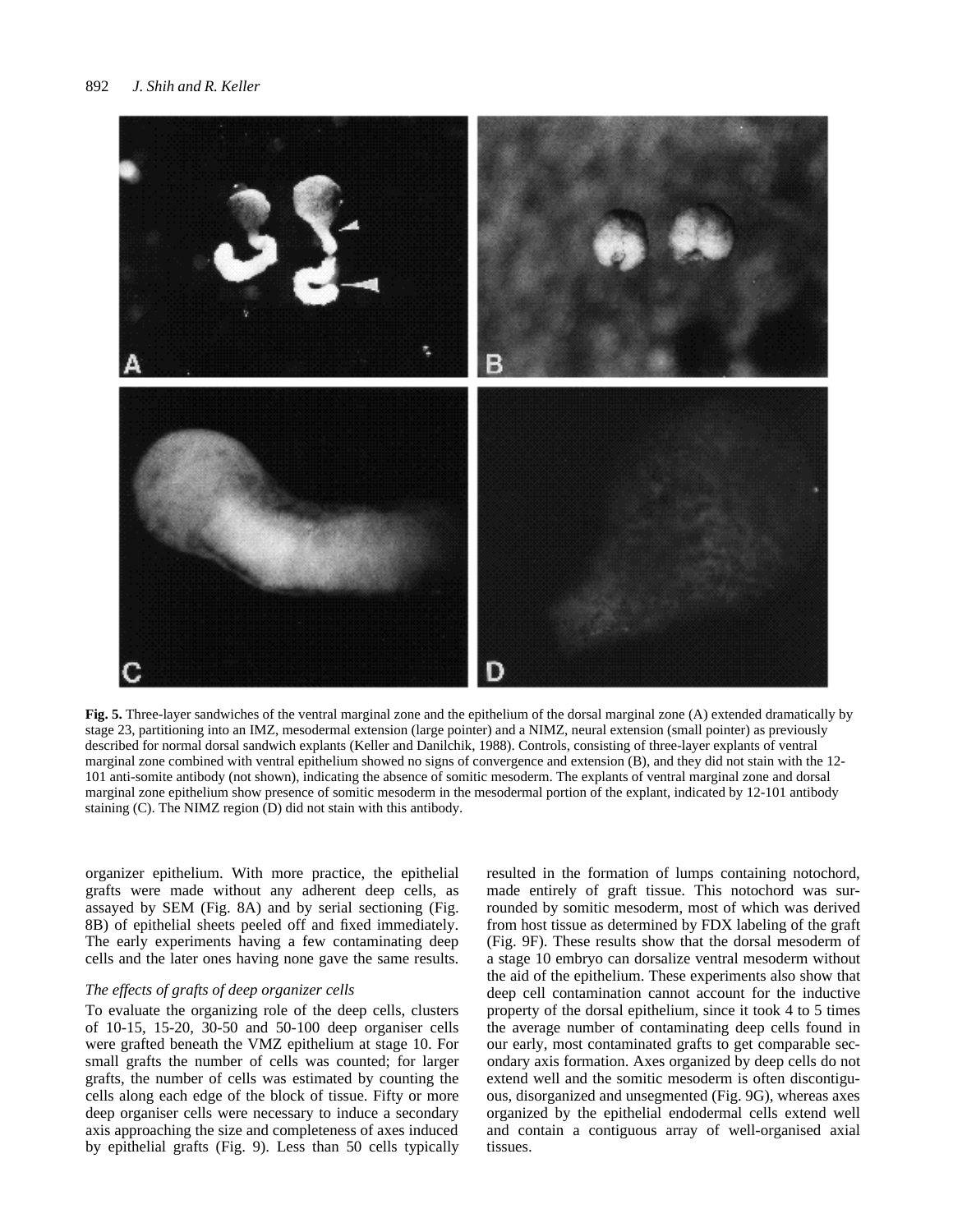**Fig. 5.** Three-layer sandwiches of the ventral marginal zone and the epithelium of the dorsal marginal zone (A) extended dramatically by stage 23, partitioning into an IMZ, mesodermal extension (large pointer) and a NIMZ, neural extension (small pointer) as previously described for normal dorsal sandwich explants (Keller and Danilchik, 1988). Controls, consisting of three-layer explants of ventral marginal zone combined with ventral epithelium showed no signs of convergence and extension (B), and they did not stain with the 12-101 anti-somite antibody (not shown), indicating the absence of somitic mesoderm. The explants of ventral marginal zone and dorsal marginal zone epithelium show presence of somitic mesoderm in the mesodermal portion of the explant, indicated by 12-101 antibody staining (C). The NIMZ region (D) did not stain with this antibody.

organizer epithelium. With more practice, the epithelial grafts were made without any adherent deep cells, as assayed by SEM (Fig. 8A) and by serial sectioning (Fig. 8B) of epithelial sheets peeled off and fixed immediately. The early experiments having a few contaminating deep cells and the later ones having none gave the same results.

### *The effects of grafts of deep organizer cells*

To evaluate the organizing role of the deep cells, clusters of 10-15, 15-20, 30-50 and 50-100 deep organiser cells were grafted beneath the VMZ epithelium at stage 10. For small grafts the number of cells was counted; for larger grafts, the number of cells was estimated by counting the cells along each edge of the block of tissue. Fifty or more deep organiser cells were necessary to induce a secondary axis approaching the size and completeness of axes induced by epithelial grafts (Fig. 9). Less than 50 cells typically resulted in the formation of lumps containing notochord, made entirely of graft tissue. This notochord was surrounded by somitic mesoderm, most of which was derived from host tissue as determined by FDX labeling of the graft (Fig. 9F). These results show that the dorsal mesoderm of a stage 10 embryo can dorsalize ventral mesoderm without the aid of the epithelium. These experiments also show that deep cell contamination cannot account for the inductive property of the dorsal epithelium, since it took 4 to 5 times the average number of contaminating deep cells found in our early, most contaminated grafts to get comparable secondary axis formation. Axes organized by deep cells do not extend well and the somitic mesoderm is often discontiguous, disorganized and unsegmented (Fig. 9G), whereas axes organized by the epithelial endodermal cells extend well and contain a contiguous array of well-organised axial tissues.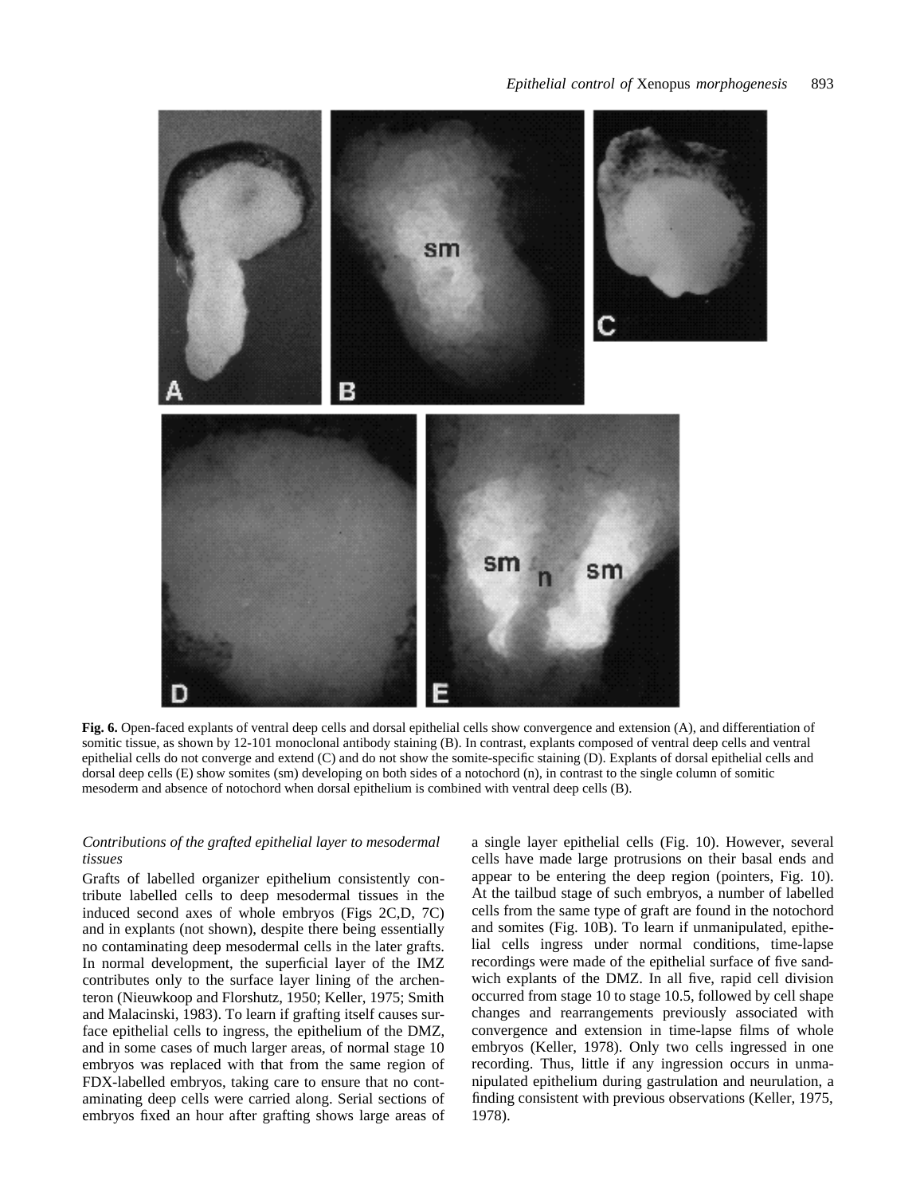**Fig. 6.** Open-faced explants of ventral deep cells and dorsal epithelial cells show convergence and extension (A), and differentiation of somitic tissue, as shown by 12-101 monoclonal antibody staining (B). In contrast, explants composed of ventral deep cells and ventral epithelial cells do not converge and extend (C) and do not show the somite-specific staining (D). Explants of dorsal epithelial cells and dorsal deep cells (E) show somites (sm) developing on both sides of a notochord (n), in contrast to the single column of somitic mesoderm and absence of notochord when dorsal epithelium is combined with ventral deep cells (B).

### *Contributions of the grafted epithelial layer to mesodermal tissues*

Grafts of labelled organizer epithelium consistently contribute labelled cells to deep mesodermal tissues in the induced second axes of whole embryos (Figs 2C,D, 7C) and in explants (not shown), despite there being essentially no contaminating deep mesodermal cells in the later grafts. In normal development, the superficial layer of the IMZ contributes only to the surface layer lining of the archenteron (Nieuwkoop and Florshutz, 1950; Keller, 1975; Smith and Malacinski, 1983). To learn if grafting itself causes surface epithelial cells to ingress, the epithelium of the DMZ, and in some cases of much larger areas, of normal stage 10 embryos was replaced with that from the same region of FDX-labelled embryos, taking care to ensure that no contaminating deep cells were carried along. Serial sections of embryos fixed an hour after grafting shows large areas of a single layer epithelial cells (Fig. 10). However, several cells have made large protrusions on their basal ends and appear to be entering the deep region (pointers, Fig. 10). At the tailbud stage of such embryos, a number of labelled cells from the same type of graft are found in the notochord and somites (Fig. 10B). To learn if unmanipulated, epithelial cells ingress under normal conditions, time-lapse recordings were made of the epithelial surface of five sandwich explants of the DMZ. In all five, rapid cell division occurred from stage 10 to stage 10.5, followed by cell shape changes and rearrangements previously associated with convergence and extension in time-lapse films of whole embryos (Keller, 1978). Only two cells ingressed in one recording. Thus, little if any ingression occurs in unmanipulated epithelium during gastrulation and neurulation, a finding consistent with previous observations (Keller, 1975, 1978).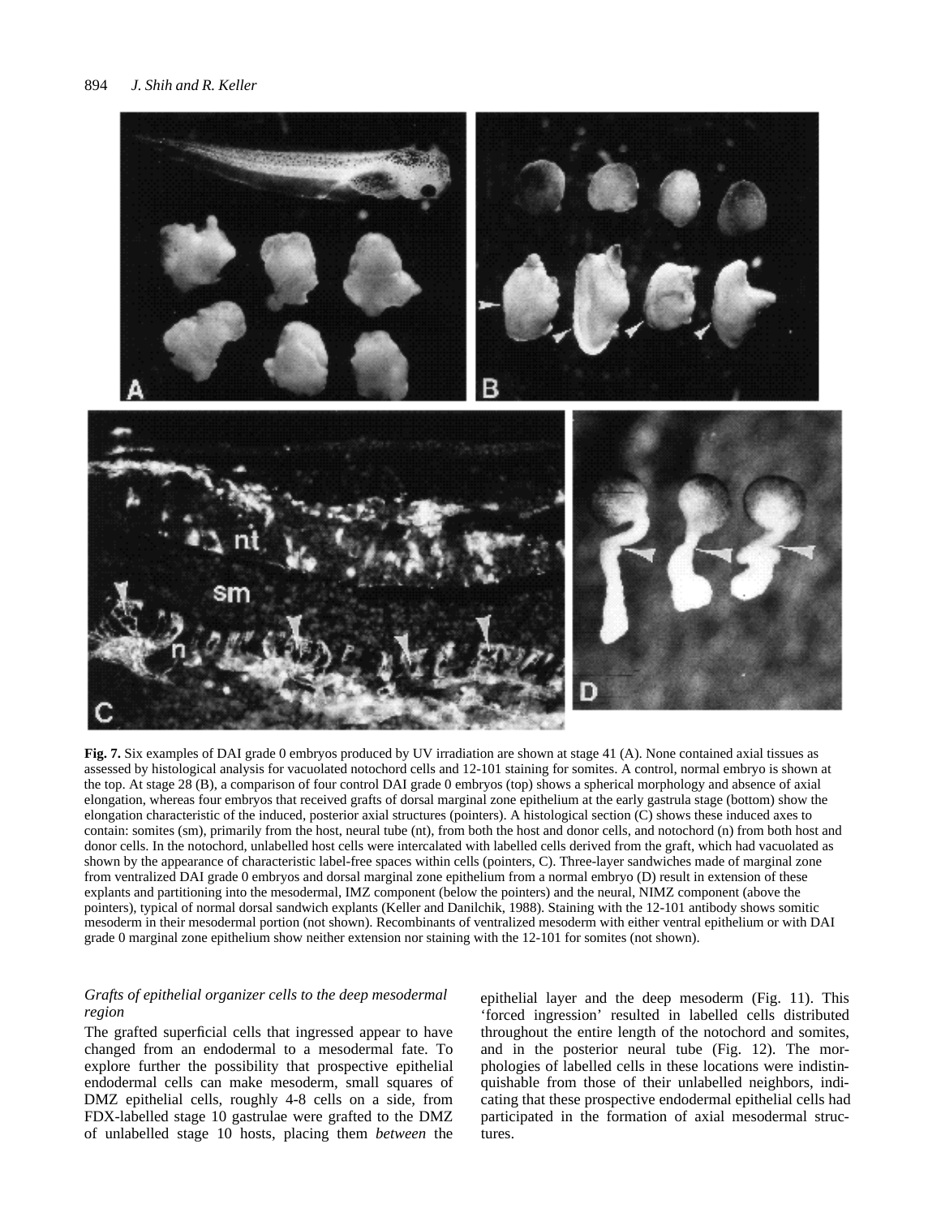**Fig. 7.** Six examples of DAI grade 0 embryos produced by UV irradiation are shown at stage 41 (A). None contained axial tissues as assessed by histological analysis for vacuolated notochord cells and 12-101 staining for somites. A control, normal embryo is shown at the top. At stage 28 (B), a comparison of four control DAI grade 0 embryos (top) shows a spherical morphology and absence of axial elongation, whereas four embryos that received grafts of dorsal marginal zone epithelium at the early gastrula stage (bottom) show the elongation characteristic of the induced, posterior axial structures (pointers). A histological section (C) shows these induced axes to contain: somites (sm), primarily from the host, neural tube (nt), from both the host and donor cells, and notochord (n) from both host and donor cells. In the notochord, unlabelled host cells were intercalated with labelled cells derived from the graft, which had vacuolated as shown by the appearance of characteristic label-free spaces within cells (pointers, C). Three-layer sandwiches made of marginal zone from ventralized DAI grade 0 embryos and dorsal marginal zone epithelium from a normal embryo (D) result in extension of these explants and partitioning into the mesodermal, IMZ component (below the pointers) and the neural, NIMZ component (above the pointers), typical of normal dorsal sandwich explants (Keller and Danilchik, 1988). Staining with the 12-101 antibody shows somitic mesoderm in their mesodermal portion (not shown). Recombinants of ventralized mesoderm with either ventral epithelium or with DAI grade 0 marginal zone epithelium show neither extension nor staining with the 12-101 for somites (not shown).

### *Grafts of epithelial organizer cells to the deep mesodermal region*

The grafted superficial cells that ingressed appear to have changed from an endodermal to a mesodermal fate. To explore further the possibility that prospective epithelial endodermal cells can make mesoderm, small squares of DMZ epithelial cells, roughly 4-8 cells on a side, from FDX-labelled stage 10 gastrulae were grafted to the DMZ of unlabelled stage 10 hosts, placing them *between* the epithelial layer and the deep mesoderm (Fig. 11). This 'forced ingression' resulted in labelled cells distributed throughout the entire length of the notochord and somites, and in the posterior neural tube (Fig. 12). The morphologies of labelled cells in these locations were indistinquishable from those of their unlabelled neighbors, indicating that these prospective endodermal epithelial cells had participated in the formation of axial mesodermal structures.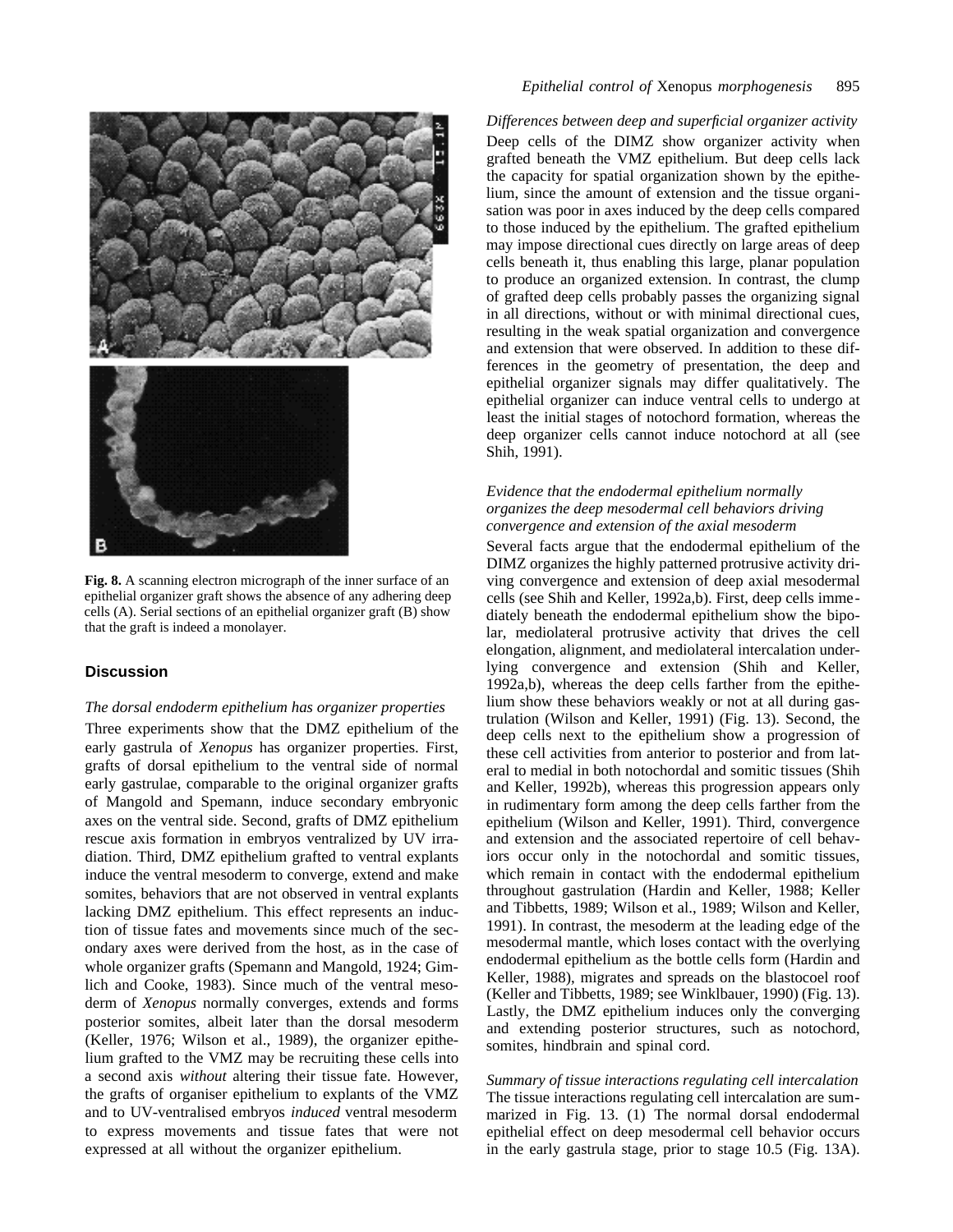**Fig. 8.** A scanning electron micrograph of the inner surface of an epithelial organizer graft shows the absence of any adhering deep cells (A). Serial sections of an epithelial organizer graft (B) show that the graft is indeed a monolayer.

## Discussion

*The dorsal endoderm epithelium has organizer properties*

Three experiments show that the DMZ epithelium of the early gastrula of *Xenopus* has organizer properties. First, grafts of dorsal epithelium to the ventral side of normal early gastrulae, comparable to the original organizer grafts of Mangold and Spemann, induce secondary embryonic axes on the ventral side. Second, grafts of DMZ epithelium rescue axis formation in embryos ventralized by UV irradiation. Third, DMZ epithelium grafted to ventral explants induce the ventral mesoderm to converge, extend and make somites, behaviors that are not observed in ventral explants lacking DMZ epithelium. This effect represents an induction of tissue fates and movements since much of the secondary axes were derived from the host, as in the case of whole organizer grafts (Spemann and Mangold, 1924; Gimlich and Cooke, 1983). Since much of the ventral mesoderm of *Xenopus* normally converges, extends and forms posterior somites, albeit later than the dorsal mesoderm (Keller, 1976; Wilson et al., 1989), the organizer epithelium grafted to the VMZ may be recruiting these cells into a second axis *without* altering their tissue fate. However, the grafts of organiser epithelium to explants of the VMZ and to UV-ventralised embryos *induced* ventral mesoderm to express movements and tissue fates that were not expressed at all without the organizer epithelium.

*Differences between deep and superficial organizer activity*

Deep cells of the DIMZ show organizer activity when grafted beneath the VMZ epithelium. But deep cells lack the capacity for spatial organization shown by the epithelium, since the amount of extension and the tissue organisation was poor in axes induced by the deep cells compared to those induced by the epithelium. The grafted epithelium may impose directional cues directly on large areas of deep cells beneath it, thus enabling this large, planar population to produce an organized extension. In contrast, the clump of grafted deep cells probably passes the organizing signal in all directions, without or with minimal directional cues, resulting in the weak spatial organization and convergence and extension that were observed. In addition to these differences in the geometry of presentation, the deep and epithelial organizer signals may differ qualitatively. The epithelial organizer can induce ventral cells to undergo at least the initial stages of notochord formation, whereas the deep organizer cells cannot induce notochord at all (see Shih, 1991).

*Evidence that the endodermal epithelium normally organizes the deep mesodermal cell behaviors driving convergence and extension of the axial mesoderm*

Several facts argue that the endodermal epithelium of the DIMZ organizes the highly patterned protrusive activity driving convergence and extension of deep axial mesodermal cells (see Shih and Keller, 1992a,b). First, deep cells immediately beneath the endodermal epithelium show the bipolar, mediolateral protrusive activity that drives the cell elongation, alignment, and mediolateral intercalation underlying convergence and extension (Shih and Keller, 1992a,b), whereas the deep cells farther from the epithelium show these behaviors weakly or not at all during gastrulation (Wilson and Keller, 1991) (Fig. 13). Second, the deep cells next to the epithelium show a progression of these cell activities from anterior to posterior and from lateral to medial in both notochordal and somitic tissues (Shih and Keller, 1992b), whereas this progression appears only in rudimentary form among the deep cells farther from the epithelium (Wilson and Keller, 1991). Third, convergence and extension and the associated repertoire of cell behaviors occur only in the notochordal and somitic tissues, which remain in contact with the endodermal epithelium throughout gastrulation (Hardin and Keller, 1988; Keller and Tibbetts, 1989; Wilson et al., 1989; Wilson and Keller, 1991). In contrast, the mesoderm at the leading edge of the mesodermal mantle, which loses contact with the overlying endodermal epithelium as the bottle cells form (Hardin and Keller, 1988), migrates and spreads on the blastocoel roof (Keller and Tibbetts, 1989; see Winklbauer, 1990) (Fig. 13). Lastly, the DMZ epithelium induces only the converging and extending posterior structures, such as notochord, somites, hindbrain and spinal cord.

*Summary of tissue interactions regulating cell intercalation*

The tissue interactions regulating cell intercalation are summarized in Fig. 13. (1) The normal dorsal endodermal epithelial effect on deep mesodermal cell behavior occurs in the early gastrula stage, prior to stage 10.5 (Fig. 13A).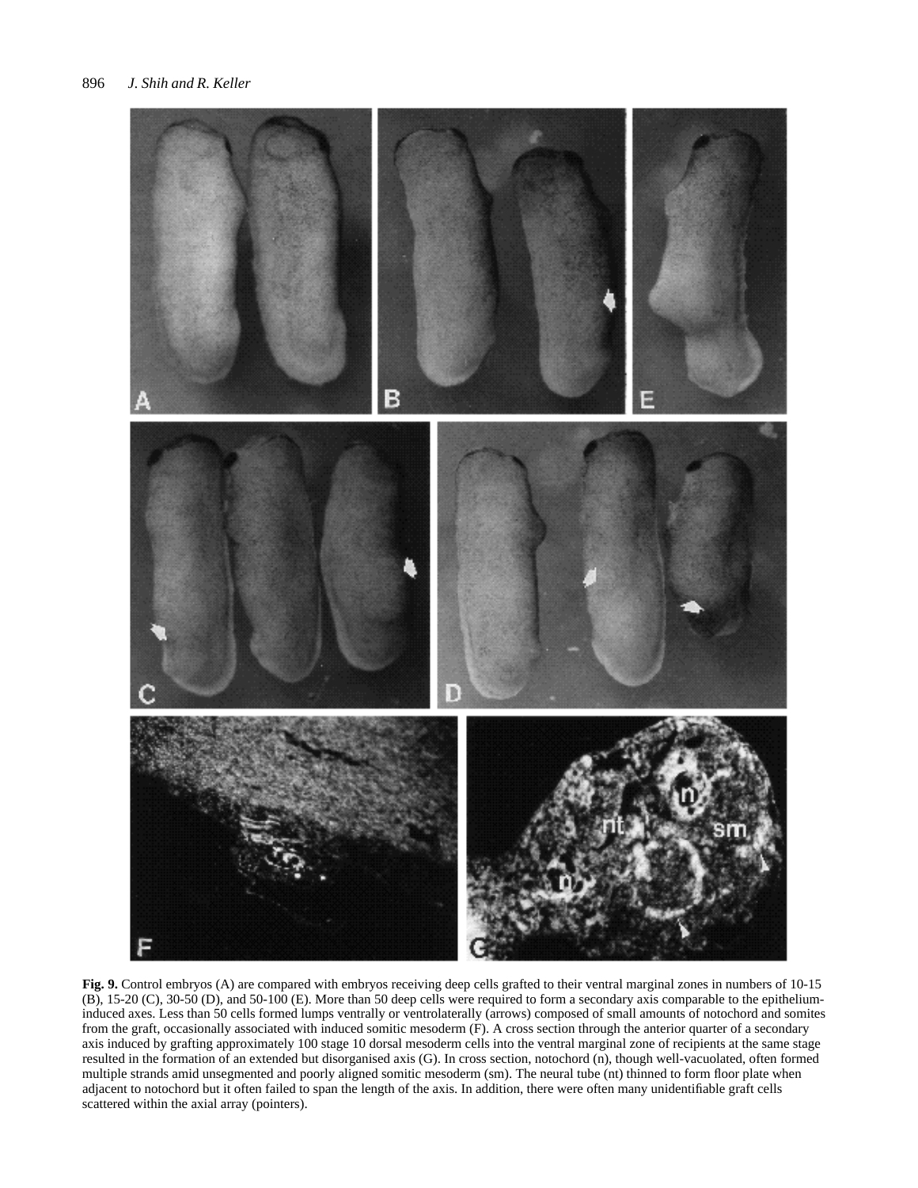**Fig. 9.** Control embryos (A) are compared with embryos receiving deep cells grafted to their ventral marginal zones in numbers of 10-15 (B), 15-20 (C), 30-50 (D), and 50-100 (E). More than 50 deep cells were required to form a secondary axis comparable to the epithelium-induced axes. Less than 50 cells formed lumps ventrally or ventrolaterally (arrows) composed of small amounts of notochord and somites from the graft, occasionally associated with induced somitic mesoderm (F). A cross section through the anterior quarter of a secondary axis induced by grafting approximately 100 stage 10 dorsal mesoderm cells into the ventral marginal zone of recipients at the same stage resulted in the formation of an extended but disorganised axis (G). In cross section, notochord (n), though well-vacuolated, often formed multiple strands amid unsegmented and poorly aligned somitic mesoderm (sm). The neural tube (nt) thinned to form floor plate when adjacent to notochord but it often failed to span the length of the axis. In addition, there were often many unidentifiable graft cells scattered within the axial array (pointers).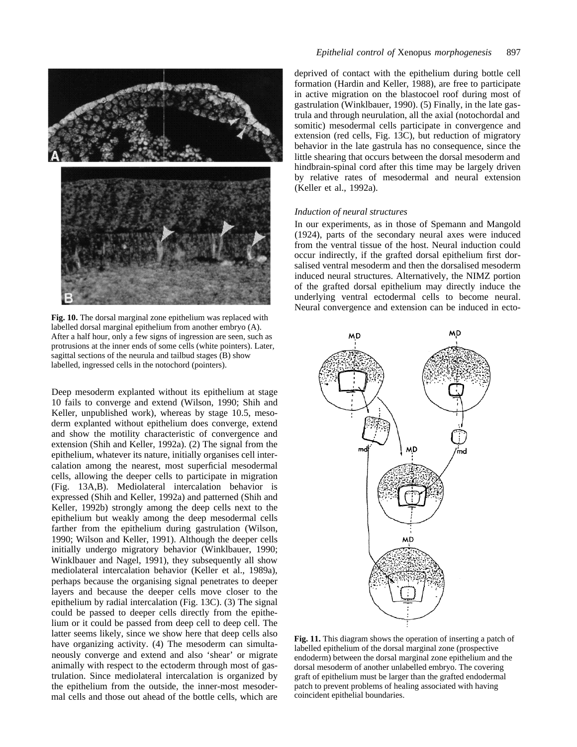**Fig. 10.** The dorsal marginal zone epithelium was replaced with labelled dorsal marginal epithelium from another embryo (A). After a half hour, only a few signs of ingression are seen, such as protrusions at the inner ends of some cells (white pointers). Later, sagittal sections of the neurula and tailbud stages (B) show labelled, ingressed cells in the notochord (pointers).

Deep mesoderm explanted without its epithelium at stage 10 fails to converge and extend (Wilson, 1990; Shih and Keller, unpublished work), whereas by stage 10.5, mesoderm explanted without epithelium does converge, extend and show the motility characteristic of convergence and extension (Shih and Keller, 1992a). (2) The signal from the epithelium, whatever its nature, initially organises cell intercalation among the nearest, most superficial mesodermal cells, allowing the deeper cells to participate in migration (Fig. 13A,B). Mediolateral intercalation behavior is expressed (Shih and Keller, 1992a) and patterned (Shih and Keller, 1992b) strongly among the deep cells next to the epithelium but weakly among the deep mesodermal cells farther from the epithelium during gastrulation (Wilson, 1990; Wilson and Keller, 1991). Although the deeper cells initially undergo migratory behavior (Winklbauer, 1990; Winklbauer and Nagel, 1991), they subsequently all show mediolateral intercalation behavior (Keller et al., 1989a), perhaps because the organising signal penetrates to deeper layers and because the deeper cells move closer to the epithelium by radial intercalation (Fig. 13C). (3) The signal could be passed to deeper cells directly from the epithelium or it could be passed from deep cell to deep cell. The latter seems likely, since we show here that deep cells also have organizing activity. (4) The mesoderm can simultaneously converge and extend and also ‘shear’ or migrate animally with respect to the ectoderm through most of gastrulation. Since mediolateral intercalation is organized by the epithelium from the outside, the inner-most mesodermal cells and those out ahead of the bottle cells, which are deprived of contact with the epithelium during bottle cell formation (Hardin and Keller, 1988), are free to participate in active migration on the blastocoel roof during most of gastrulation (Winklbauer, 1990). (5) Finally, in the late gastrula and through neurulation, all the axial (notochordal and somitic) mesodermal cells participate in convergence and extension (red cells, Fig. 13C), but reduction of migratory behavior in the late gastrula has no consequence, since the little shearing that occurs between the dorsal mesoderm and hindbrain-spinal cord after this time may be largely driven by relative rates of mesodermal and neural extension (Keller et al., 1992a).

### *Induction of neural structures*

In our experiments, as in those of Spemann and Mangold (1924), parts of the secondary neural axes were induced from the ventral tissue of the host. Neural induction could occur indirectly, if the grafted dorsal epithelium first dorsalised ventral mesoderm and then the dorsalised mesoderm induced neural structures. Alternatively, the NIMZ portion of the grafted dorsal epithelium may directly induce the underlying ventral ectodermal cells to become neural. Neural convergence and extension can be induced in ecto-

**Fig. 11.** This diagram shows the operation of inserting a patch of labelled epithelium of the dorsal marginal zone (prospective endoderm) between the dorsal marginal zone epithelium and the dorsal mesoderm of another unlabelled embryo. The covering graft of epithelium must be larger than the grafted endodermal patch to prevent problems of healing associated with having coincident epithelial boundaries.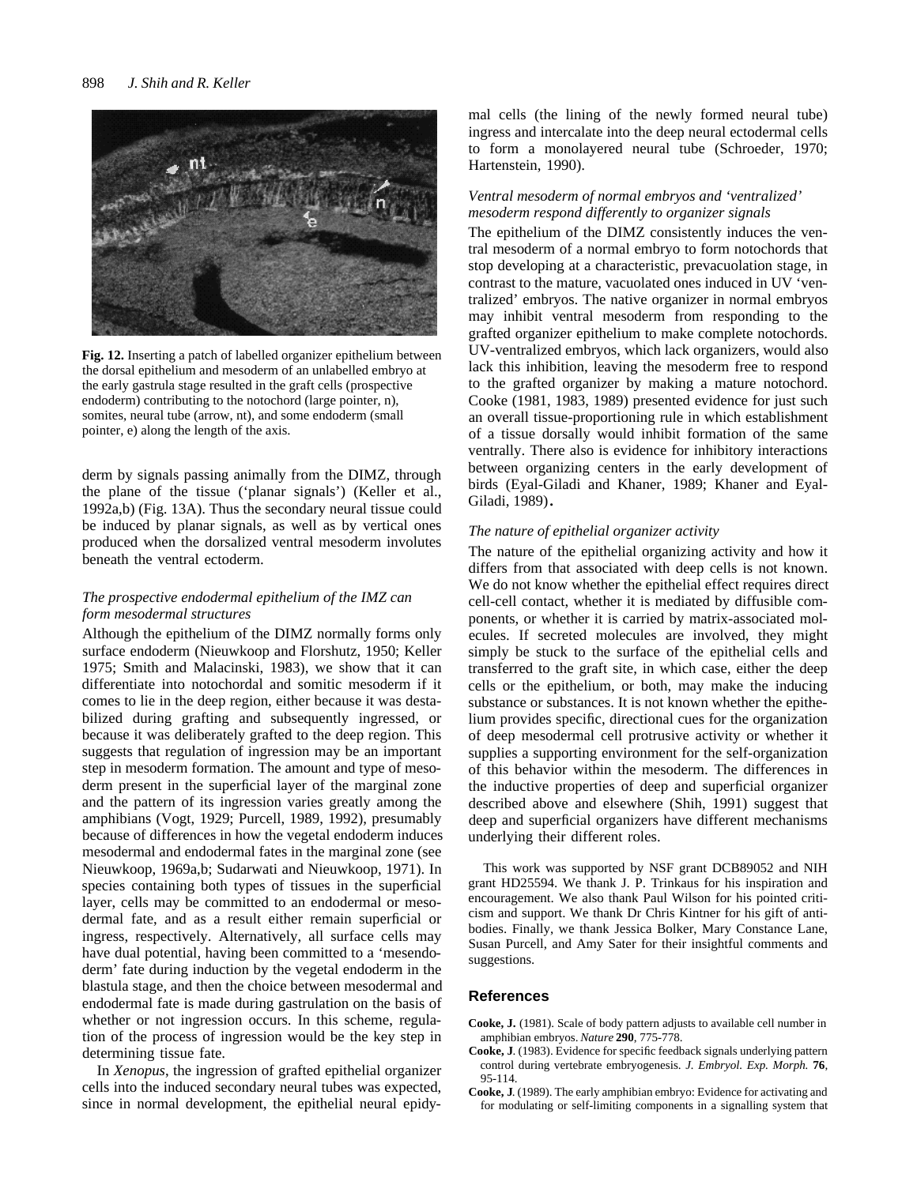**Fig. 12.** Inserting a patch of labelled organizer epithelium between the dorsal epithelium and mesoderm of an unlabelled embryo at the early gastrula stage resulted in the graft cells (prospective endoderm) contributing to the notochord (large pointer, n), somites, neural tube (arrow, nt), and some endoderm (small pointer, e) along the length of the axis.

derm by signals passing animally from the DIMZ, through the plane of the tissue ('planar signals') (Keller et al., 1992a,b) (Fig. 13A). Thus the secondary neural tissue could be induced by planar signals, as well as by vertical ones produced when the dorsalized ventral mesoderm involutes beneath the ventral ectoderm.

### *The prospective endodermal epithelium of the IMZ can form mesodermal structures*

Although the epithelium of the DIMZ normally forms only surface endoderm (Nieuwkoop and Florshutz, 1950; Keller 1975; Smith and Malacinski, 1983), we show that it can differentiate into notochordal and somitic mesoderm if it comes to lie in the deep region, either because it was destabilized during grafting and subsequently ingressed, or because it was deliberately grafted to the deep region. This suggests that regulation of ingression may be an important step in mesoderm formation. The amount and type of mesoderm present in the superficial layer of the marginal zone and the pattern of its ingression varies greatly among the amphibians (Vogt, 1929; Purcell, 1989, 1992), presumably because of differences in how the vegetal endoderm induces mesodermal and endodermal fates in the marginal zone (see Nieuwkoop, 1969a,b; Sudarwati and Nieuwkoop, 1971). In species containing both types of tissues in the superficial layer, cells may be committed to an endodermal or mesodermal fate, and as a result either remain superficial or ingress, respectively. Alternatively, all surface cells may have dual potential, having been committed to a 'mesendoderm' fate during induction by the vegetal endoderm in the blastula stage, and then the choice between mesodermal and endodermal fate is made during gastrulation on the basis of whether or not ingression occurs. In this scheme, regulation of the process of ingression would be the key step in determining tissue fate.

In *Xenopus*, the ingression of grafted epithelial organizer cells into the induced secondary neural tubes was expected, since in normal development, the epithelial neural epidymal cells (the lining of the newly formed neural tube) ingress and intercalate into the deep neural ectodermal cells to form a monolayered neural tube (Schroeder, 1970; Hartenstein, 1990).

### *Ventral mesoderm of normal embryos and 'ventralized' mesoderm respond differently to organizer signals*

The epithelium of the DIMZ consistently induces the ventral mesoderm of a normal embryo to form notochords that stop developing at a characteristic, prevacuolation stage, in contrast to the mature, vacuolated ones induced in UV 'ventralized' embryos. The native organizer in normal embryos may inhibit ventral mesoderm from responding to the grafted organizer epithelium to make complete notochords. UV-ventralized embryos, which lack organizers, would also lack this inhibition, leaving the mesoderm free to respond to the grafted organizer by making a mature notochord. Cooke (1981, 1983, 1989) presented evidence for just such an overall tissue-proportioning rule in which establishment of a tissue dorsally would inhibit formation of the same ventrally. There also is evidence for inhibitory interactions between organizing centers in the early development of birds (Eyal-Giladi and Khaner, 1989; Khaner and Eyal-Giladi, 1989).

### *The nature of epithelial organizer activity*

The nature of the epithelial organizing activity and how it differs from that associated with deep cells is not known. We do not know whether the epithelial effect requires direct cell-cell contact, whether it is mediated by diffusible components, or whether it is carried by matrix-associated molecules. If secreted molecules are involved, they might simply be stuck to the surface of the epithelial cells and transferred to the graft site, in which case, either the deep cells or the epithelium, or both, may make the inducing substance or substances. It is not known whether the epithelium provides specific, directional cues for the organization of deep mesodermal cell protrusive activity or whether it supplies a supporting environment for the self-organization of this behavior within the mesoderm. The differences in the inductive properties of deep and superficial organizer described above and elsewhere (Shih, 1991) suggest that deep and superficial organizers have different mechanisms underlying their different roles.

This work was supported by NSF grant DCB89052 and NIH grant HD25594. We thank J. P. Trinkaus for his inspiration and encouragement. We also thank Paul Wilson for his pointed criticism and support. We thank Dr Chris Kintner for his gift of antibodies. Finally, we thank Jessica Bolker, Mary Constance Lane, Susan Purcell, and Amy Sater for their insightful comments and suggestions.

## References

**Cooke, J.** (1981). Scale of body pattern adjusts to available cell number in amphibian embryos. *Nature* **290**, 775-778.

**Cooke, J**. (1983). Evidence for specific feedback signals underlying pattern control during vertebrate embryogenesis. *J. Embryol. Exp. Morph.* **76**, 95-114.

**Cooke, J**. (1989). The early amphibian embryo: Evidence for activating and for modulating or self-limiting components in a signalling system that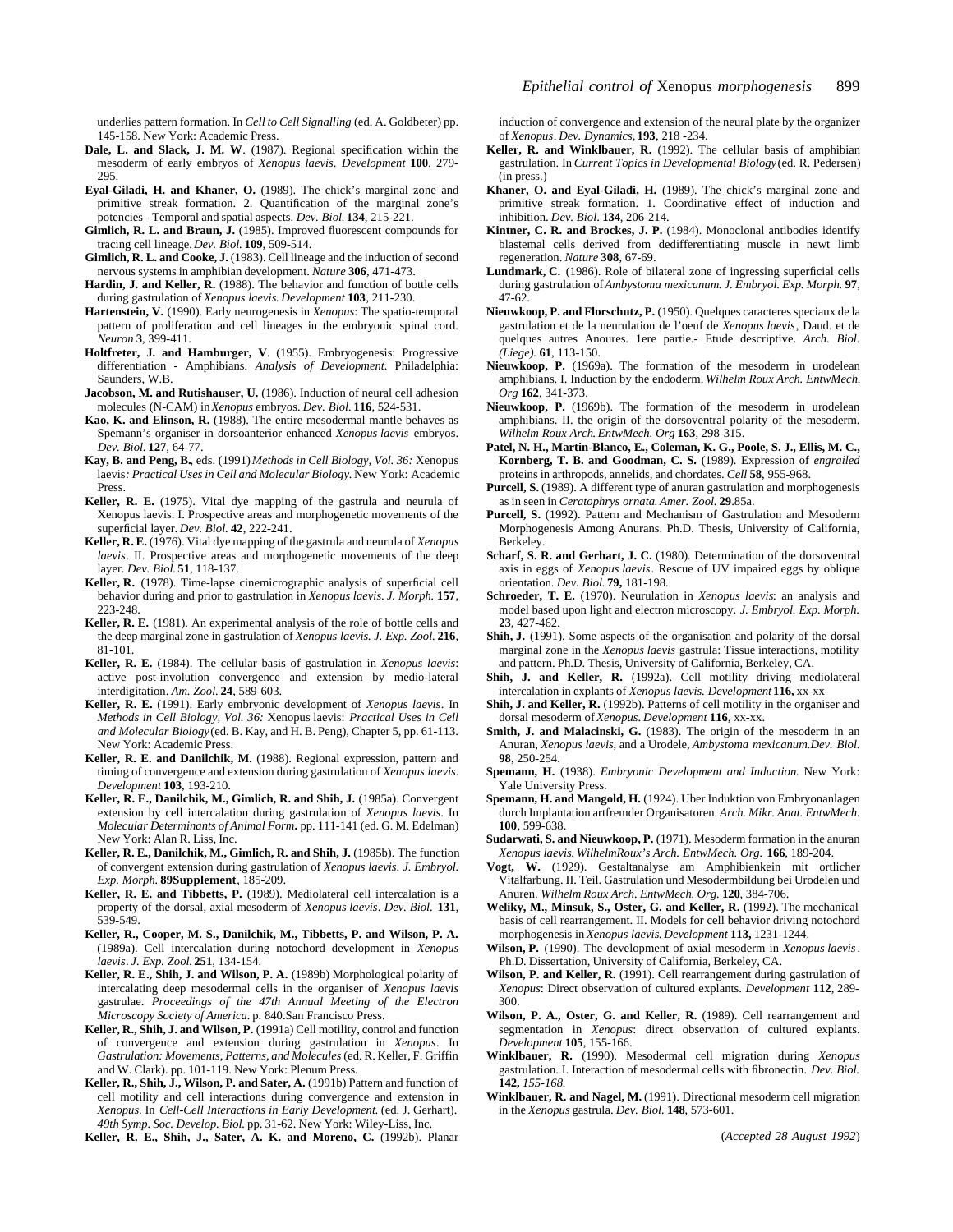underlies pattern formation. In *Cell to Cell Signalling* (ed. A. Goldbeter) pp. 145-158. New York: Academic Press.

**Dale, L. and Slack, J. M. W**. (1987). Regional specification within the mesoderm of early embryos of *Xenopus laevis*. *Development* **100**, 279-295.

**Eyal-Giladi, H. and Khaner, O.** (1989). The chick's marginal zone and primitive streak formation. 2. Quantification of the marginal zone's potencies - Temporal and spatial aspects. *Dev. Biol.* **134**, 215-221.

**Gimlich, R. L. and Braun, J.** (1985). Improved fluorescent compounds for tracing cell lineage. *Dev. Biol.* **109**, 509-514.

**Gimlich, R. L. and Cooke, J.** (1983). Cell lineage and the induction of second nervous systems in amphibian development. *Nature* **306**, 471-473.

**Hardin, J. and Keller, R.** (1988). The behavior and function of bottle cells during gastrulation of *Xenopus laevis. Development* **103**, 211-230.

**Hartenstein, V.** (1990). Early neurogenesis in *Xenopus*: The spatio-temporal pattern of proliferation and cell lineages in the embryonic spinal cord. *Neuron* **3**, 399-411.

**Holtfreter, J. and Hamburger, V**. (1955). Embryogenesis: Progressive differentiation - Amphibians. *Analysis of Development*. Philadelphia: Saunders, W.B.

**Jacobson, M. and Rutishauser, U.** (1986). Induction of neural cell adhesion molecules (N-CAM) in *Xenopus* embryos. *Dev. Biol.* **116**, 524-531.

**Kao, K. and Elinson, R.** (1988). The entire mesodermal mantle behaves as Spemann's organiser in dorsoanterior enhanced *Xenopus laevis* embryos. *Dev. Biol.* **127**, 64-77.

**Kay, B. and Peng, B.**, eds. (1991) *Methods in Cell Biology, Vol. 36:* Xenopus laevis*: Practical Uses in Cell and Molecular Biology*. New York: Academic Press.

**Keller, R. E.** (1975). Vital dye mapping of the gastrula and neurula of Xenopus laevis. I. Prospective areas and morphogenetic movements of the superficial layer. *Dev. Biol.* **42**, 222-241.

**Keller, R. E.** (1976). Vital dye mapping of the gastrula and neurula of *Xenopus laevis*. II. Prospective areas and morphogenetic movements of the deep layer. *Dev. Biol.* **51**, 118-137.

**Keller, R.** (1978). Time-lapse cinemicrographic analysis of superficial cell behavior during and prior to gastrulation in *Xenopus laevis. J. Morph.* **157**, 223-248.

**Keller, R. E.** (1981). An experimental analysis of the role of bottle cells and the deep marginal zone in gastrulation of *Xenopus laevis. J. Exp. Zool.* **216**, 81-101.

**Keller, R. E.** (1984). The cellular basis of gastrulation in *Xenopus laevis*: active post-involution convergence and extension by medio-lateral interdigitation. *Am. Zool.* **24**, 589-603.

**Keller, R. E.** (1991). Early embryonic development of *Xenopus laevis*. In *Methods in Cell Biology, Vol. 36:* Xenopus laevis: *Practical Uses in Cell and Molecular Biology* (ed. B. Kay, and H. B. Peng), Chapter 5, pp. 61-113. New York: Academic Press.

**Keller, R. E. and Danilchik, M.** (1988). Regional expression, pattern and timing of convergence and extension during gastrulation of *Xenopus laevis*. *Development* **103**, 193-210.

**Keller, R. E., Danilchik, M., Gimlich, R. and Shih, J.** (1985a). Convergent extension by cell intercalation during gastrulation of *Xenopus laevis*. In *Molecular Determinants of Animal Form***.** pp. 111-141 (ed. G. M. Edelman) New York: Alan R. Liss, Inc.

**Keller, R. E., Danilchik, M., Gimlich, R. and Shih, J.** (1985b). The function of convergent extension during gastrulation of *Xenopus laevis*. *J. Embryol. Exp. Morph.* **89Supplement**, 185-209.

**Keller, R. E. and Tibbetts, P.** (1989). Mediolateral cell intercalation is a property of the dorsal, axial mesoderm of *Xenopus laevis*. *Dev. Biol.* **131**, 539-549.

**Keller, R., Cooper, M. S., Danilchik, M., Tibbetts, P. and Wilson, P. A.** (1989a). Cell intercalation during notochord development in *Xenopus laevis*. *J. Exp. Zool.* **251**, 134-154.

**Keller, R. E., Shih, J. and Wilson, P. A.** (1989b) Morphological polarity of intercalating deep mesodermal cells in the organiser of *Xenopus laevis* gastrulae. *Proceedings of the 47th Annual Meeting of the Electron Microscopy Society of America*. p. 840.San Francisco Press.

**Keller, R., Shih, J. and Wilson, P.** (1991a) Cell motility, control and function of convergence and extension during gastrulation in *Xenopus*. In *Gastrulation: Movements, Patterns, and Molecules* (ed. R. Keller, F. Griffin and W. Clark). pp. 101-119. New York: Plenum Press.

**Keller, R., Shih, J., Wilson, P. and Sater, A.** (1991b) Pattern and function of cell motility and cell interactions during convergence and extension in *Xenopus*. In *Cell-Cell Interactions in Early Development.* (ed. J. Gerhart). *49th Symp. Soc. Develop. Biol.* pp. 31-62. New York: Wiley-Liss, Inc.

**Keller, R. E., Shih, J., Sater, A. K. and Moreno, C.** (1992b). Planar induction of convergence and extension of the neural plate by the organizer of *Xenopus*. *Dev. Dynamics*, **193**, 218 -234.

**Keller, R. and Winklbauer, R.** (1992). The cellular basis of amphibian gastrulation. In *Current Topics in Developmental Biology* (ed. R. Pedersen) (in press.)

**Khaner, O. and Eyal-Giladi, H.** (1989). The chick's marginal zone and primitive streak formation. 1. Coordinative effect of induction and inhibition. *Dev. Biol*. **134**, 206-214.

**Kintner, C. R. and Brockes, J. P.** (1984). Monoclonal antibodies identify blastemal cells derived from dedifferentiating muscle in newt limb regeneration. *Nature* **308**, 67-69.

**Lundmark, C.** (1986). Role of bilateral zone of ingressing superficial cells during gastrulation of *Ambystoma mexicanum. J. Embryol. Exp. Morph.* **97**, 47-62.

**Nieuwkoop, P. and Florschutz, P.** (1950). Quelques caracteres speciaux de la gastrulation et de la neurulation de l'oeuf de *Xenopus laevis*, Daud. et de quelques autres Anoures. 1ere partie.- Etude descriptive. *Arch. Biol. (Liege).* **61**, 113-150.

**Nieuwkoop, P.** (1969a). The formation of the mesoderm in urodelean amphibians. I. Induction by the endoderm. *Wilhelm Roux Arch. EntwMech. Org* **162**, 341-373.

**Nieuwkoop, P.** (1969b). The formation of the mesoderm in urodelean amphibians. II. the origin of the dorsoventral polarity of the mesoderm. *Wilhelm Roux Arch. EntwMech. Org* **163**, 298-315.

**Patel, N. H., Martin-Blanco, E., Coleman, K. G., Poole, S. J., Ellis, M. C., Kornberg, T. B. and Goodman, C. S.** (1989). Expression of *engrailed* proteins in arthropods, annelids, and chordates. *Cell* **58**, 955-968.

**Purcell, S.** (1989). A different type of anuran gastrulation and morphogenesis as in seen in *Ceratophrys ornata. Amer. Zool.* **29**.85a.

**Purcell, S.** (1992). Pattern and Mechanism of Gastrulation and Mesoderm Morphogenesis Among Anurans. Ph.D. Thesis, University of California, Berkeley.

**Scharf, S. R. and Gerhart, J. C.** (1980). Determination of the dorsoventral axis in eggs of *Xenopus laevis*. Rescue of UV impaired eggs by oblique orientation. *Dev. Biol.* **79,** 181-198.

**Schroeder, T. E.** (1970). Neurulation in *Xenopus laevis*: an analysis and model based upon light and electron microscopy. *J. Embryol. Exp. Morph.* **23**, 427-462.

**Shih, J.** (1991). Some aspects of the organisation and polarity of the dorsal marginal zone in the *Xenopus laevis* gastrula: Tissue interactions, motility and pattern. Ph.D. Thesis, University of California, Berkeley, CA.

**Shih, J. and Keller, R.** (1992a). Cell motility driving mediolateral intercalation in explants of *Xenopus laevis. Development* **116,** xx-xx

**Shih, J. and Keller, R.** (1992b). Patterns of cell motility in the organiser and dorsal mesoderm of *Xenopus*. *Development* **116**, xx-xx.

**Smith, J. and Malacinski, G.** (1983). The origin of the mesoderm in an Anuran, *Xenopus laevis*, and a Urodele, *Ambystoma mexicanum.Dev. Biol.* **98**, 250-254.

**Spemann, H.** (1938). *Embryonic Development and Induction.* New York: Yale University Press.

**Spemann, H. and Mangold, H.** (1924). Uber Induktion von Embryonanlagen durch Implantation artfremder Organisatoren. *Arch. Mikr. Anat. EntwMech.* **100**, 599-638.

**Sudarwati, S. and Nieuwkoop, P.** (1971). Mesoderm formation in the anuran *Xenopus laevis. WilhelmRoux's Arch. EntwMech. Org.* **166**, 189-204.

**Vogt, W.** (1929). Gestaltanalyse am Amphibienkein mit ortlicher Vitalfarbung. II. Teil. Gastrulation und Mesodermbildung bei Urodelen und Anuren. *Wilhelm Roux Arch. EntwMech. Org.* **120**, 384-706.

**Weliky, M., Minsuk, S., Oster, G. and Keller, R.** (1992). The mechanical basis of cell rearrangement. II. Models for cell behavior driving notochord morphogenesis in *Xenopus laevis. Development* **113,** 1231-1244.

**Wilson, P.** (1990). The development of axial mesoderm in *Xenopus laevis*. Ph.D. Dissertation, University of California, Berkeley, CA.

**Wilson, P. and Keller, R.** (1991). Cell rearrangement during gastrulation of *Xenopus*: Direct observation of cultured explants. *Development* **112**, 289-300.

**Wilson, P. A., Oster, G. and Keller, R.** (1989). Cell rearrangement and segmentation in *Xenopus*: direct observation of cultured explants. *Development* **105**, 155-166.

**Winklbauer, R.** (1990). Mesodermal cell migration during *Xenopus* gastrulation. I. Interaction of mesodermal cells with fibronectin. *Dev. Biol.* **142,** *155-168.*

**Winklbauer, R. and Nagel, M.** (1991). Directional mesoderm cell migration in the *Xenopus* gastrula. *Dev. Biol.* **148**, 573-601.

(*Accepted 28 August 1992*)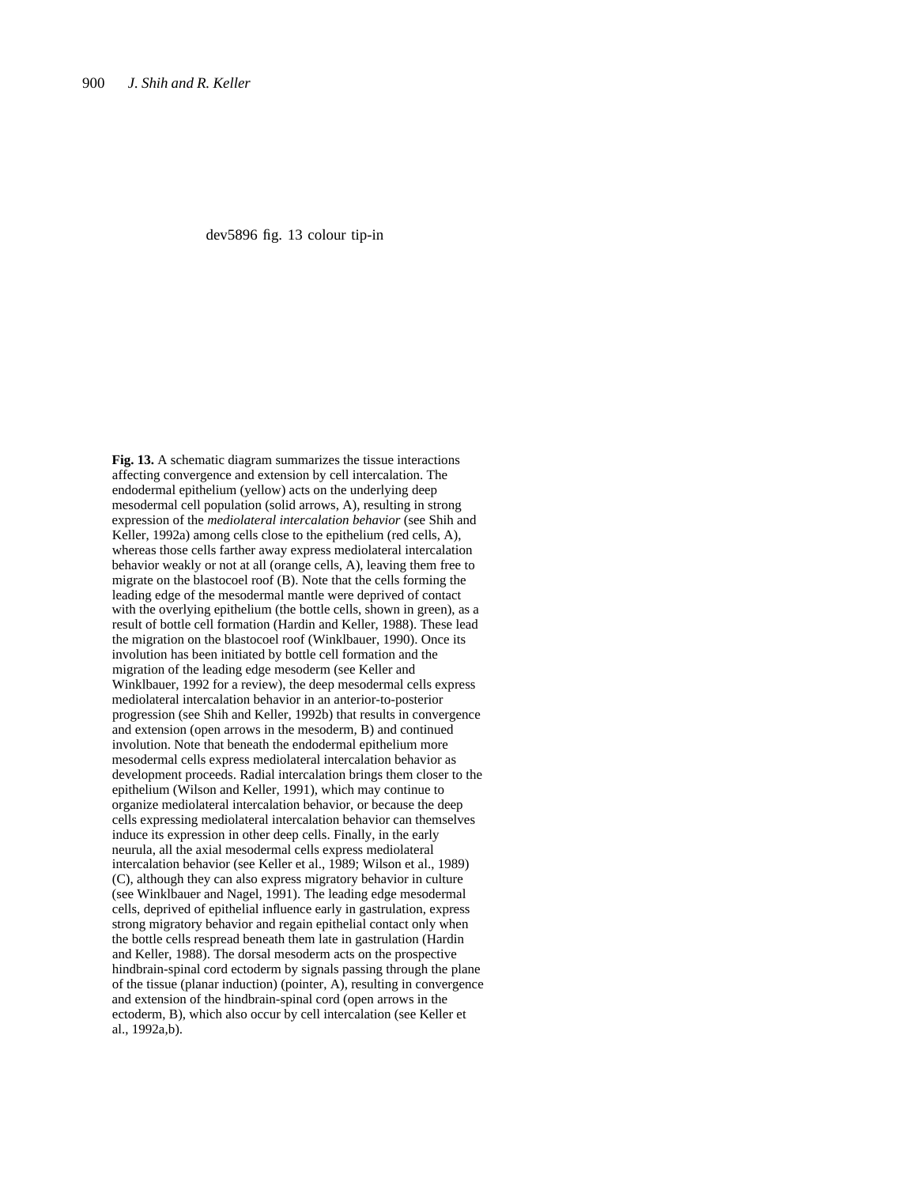dev5896 fig. 13 colour tip-in

**Fig. 13.** A schematic diagram summarizes the tissue interactions affecting convergence and extension by cell intercalation. The endodermal epithelium (yellow) acts on the underlying deep mesodermal cell population (solid arrows, A), resulting in strong expression of the *mediolateral intercalation behavior* (see Shih and Keller, 1992a) among cells close to the epithelium (red cells, A), whereas those cells farther away express mediolateral intercalation behavior weakly or not at all (orange cells, A), leaving them free to migrate on the blastocoel roof (B). Note that the cells forming the leading edge of the mesodermal mantle were deprived of contact with the overlying epithelium (the bottle cells, shown in green), as a result of bottle cell formation (Hardin and Keller, 1988). These lead the migration on the blastocoel roof (Winklbauer, 1990). Once its involution has been initiated by bottle cell formation and the migration of the leading edge mesoderm (see Keller and Winklbauer, 1992 for a review), the deep mesodermal cells express mediolateral intercalation behavior in an anterior-to-posterior progression (see Shih and Keller, 1992b) that results in convergence and extension (open arrows in the mesoderm, B) and continued involution. Note that beneath the endodermal epithelium more mesodermal cells express mediolateral intercalation behavior as development proceeds. Radial intercalation brings them closer to the epithelium (Wilson and Keller, 1991), which may continue to organize mediolateral intercalation behavior, or because the deep cells expressing mediolateral intercalation behavior can themselves induce its expression in other deep cells. Finally, in the early neurula, all the axial mesodermal cells express mediolateral intercalation behavior (see Keller et al., 1989; Wilson et al., 1989) (C), although they can also express migratory behavior in culture (see Winklbauer and Nagel, 1991). The leading edge mesodermal cells, deprived of epithelial influence early in gastrulation, express strong migratory behavior and regain epithelial contact only when the bottle cells respread beneath them late in gastrulation (Hardin and Keller, 1988). The dorsal mesoderm acts on the prospective hindbrain-spinal cord ectoderm by signals passing through the plane of the tissue (planar induction) (pointer, A), resulting in convergence and extension of the hindbrain-spinal cord (open arrows in the ectoderm, B), which also occur by cell intercalation (see Keller et al., 1992a,b).